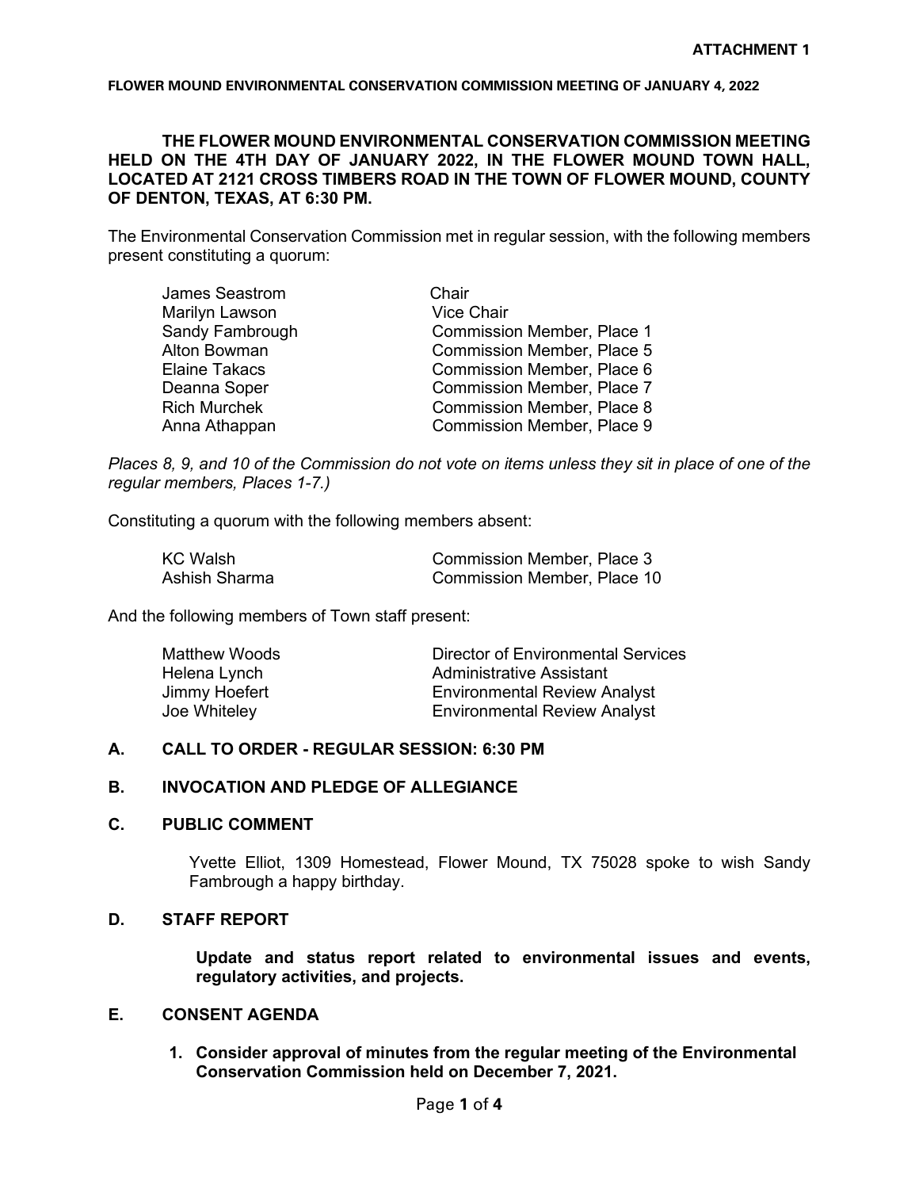**ATTACHMENT 1**

**FLOWER MOUND ENVIRONMENTAL CONSERVATION COMMISSION MEETING OF JANUARY 4, 2022**

**THE FLOWER MOUND ENVIRONMENTAL CONSERVATION COMMISSION MEETING HELD ON THE 4TH DAY OF JANUARY 2022, IN THE FLOWER MOUND TOWN HALL, LOCATED AT 2121 CROSS TIMBERS ROAD IN THE TOWN OF FLOWER MOUND, COUNTY OF DENTON, TEXAS, AT 6:30 PM.**

The Environmental Conservation Commission met in regular session, with the following members present constituting a quorum:

| | |
|---|---|
| James Seastrom | Chair |
| Marilyn Lawson | Vice Chair |
| Sandy Fambrough | Commission Member, Place 1 |
| Alton Bowman | Commission Member, Place 5 |
| Elaine Takacs | Commission Member, Place 6 |
| Deanna Soper | Commission Member, Place 7 |
| Rich Murchek | Commission Member, Place 8 |
| Anna Athappan | Commission Member, Place 9 |

*Places 8, 9, and 10 of the Commission do not vote on items unless they sit in place of one of the regular members, Places 1-7.)*

Constituting a quorum with the following members absent:

| | |
|---|---|
| KC Walsh | Commission Member, Place 3 |
| Ashish Sharma | Commission Member, Place 10 |

And the following members of Town staff present:

| | |
|---|---|
| Matthew Woods | Director of Environmental Services |
| Helena Lynch | Administrative Assistant |
| Jimmy Hoefert | Environmental Review Analyst |
| Joe Whiteley | Environmental Review Analyst |

## A. CALL TO ORDER - REGULAR SESSION: 6:30 PM

## B. INVOCATION AND PLEDGE OF ALLEGIANCE

## C. PUBLIC COMMENT

Yvette Elliot, 1309 Homestead, Flower Mound, TX 75028 spoke to wish Sandy Fambrough a happy birthday.

## D. STAFF REPORT

**Update and status report related to environmental issues and events, regulatory activities, and projects.**

## E. CONSENT AGENDA

1. **Consider approval of minutes from the regular meeting of the Environmental Conservation Commission held on December 7, 2021.**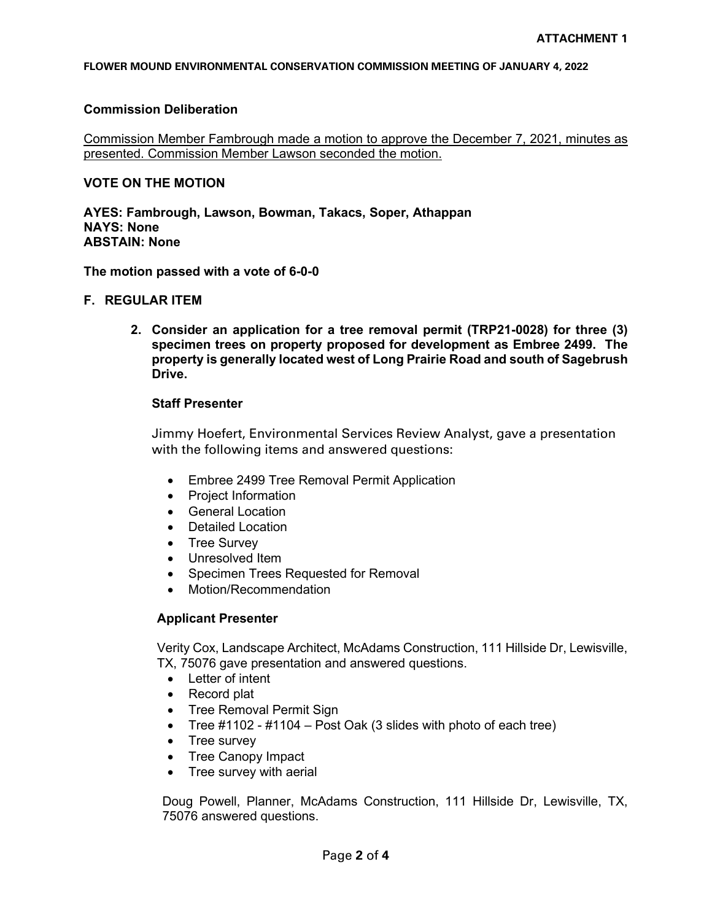**Commission Deliberation**

Commission Member Fambrough made a motion to approve the December 7, 2021, minutes as presented. Commission Member Lawson seconded the motion.

**VOTE ON THE MOTION**

**AYES: Fambrough, Lawson, Bowman, Takacs, Soper, Athappan**
**NAYS: None**
**ABSTAIN: None**

**The motion passed with a vote of 6-0-0**

## F. REGULAR ITEM

**2. Consider an application for a tree removal permit (TRP21-0028) for three (3) specimen trees on property proposed for development as Embree 2499. The property is generally located west of Long Prairie Road and south of Sagebrush Drive.**

**Staff Presenter**

Jimmy Hoefert, Environmental Services Review Analyst, gave a presentation with the following items and answered questions:

- Embree 2499 Tree Removal Permit Application
- Project Information
- General Location
- Detailed Location
- Tree Survey
- Unresolved Item
- Specimen Trees Requested for Removal
- Motion/Recommendation

**Applicant Presenter**

Verity Cox, Landscape Architect, McAdams Construction, 111 Hillside Dr, Lewisville, TX, 75076 gave presentation and answered questions.

- Letter of intent
- Record plat
- Tree Removal Permit Sign
- Tree #1102 - #1104 – Post Oak (3 slides with photo of each tree)
- Tree survey
- Tree Canopy Impact
- Tree survey with aerial

Doug Powell, Planner, McAdams Construction, 111 Hillside Dr, Lewisville, TX, 75076 answered questions.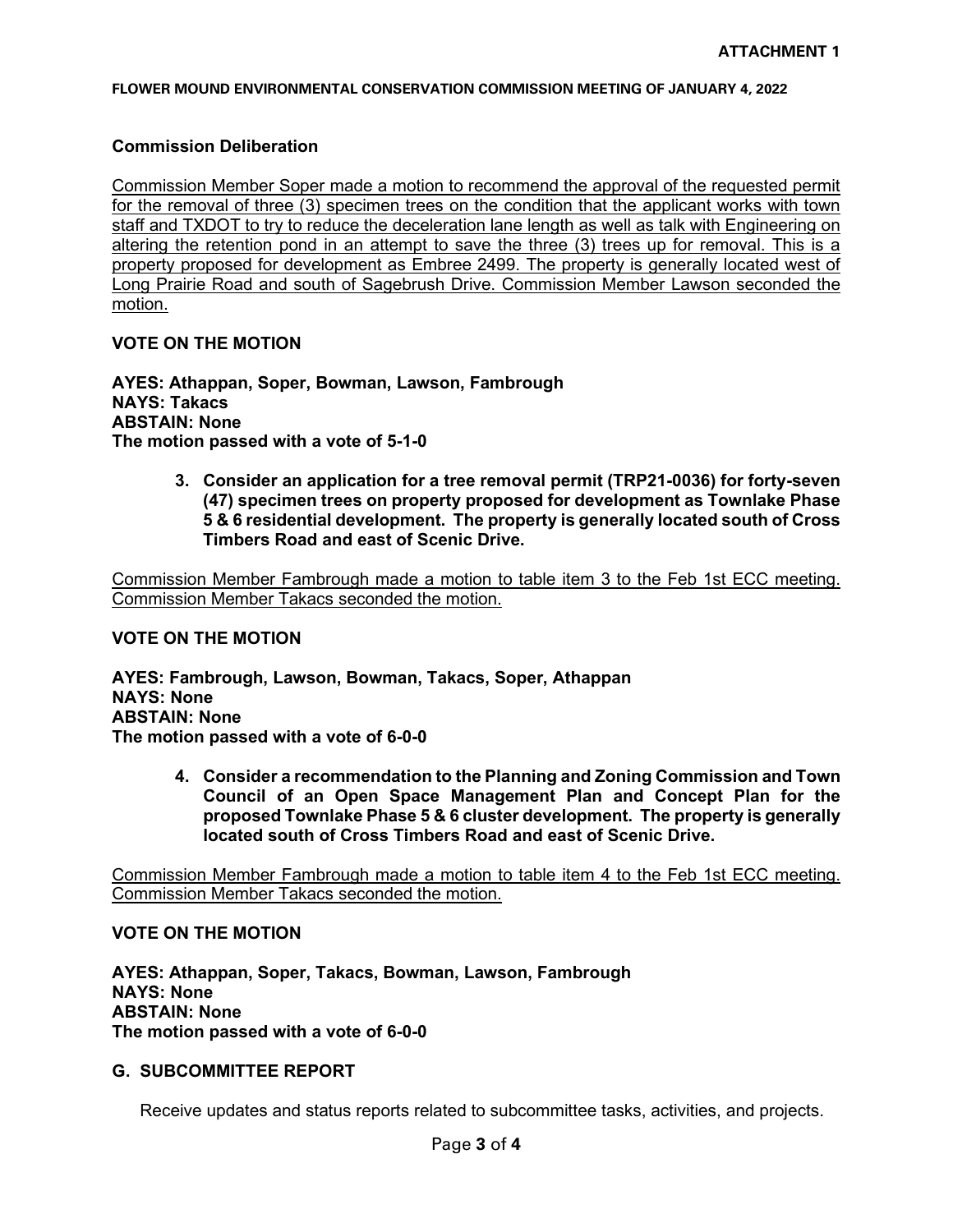**Commission Deliberation**

Commission Member Soper made a motion to recommend the approval of the requested permit for the removal of three (3) specimen trees on the condition that the applicant works with town staff and TXDOT to try to reduce the deceleration lane length as well as talk with Engineering on altering the retention pond in an attempt to save the three (3) trees up for removal. This is a property proposed for development as Embree 2499. The property is generally located west of Long Prairie Road and south of Sagebrush Drive. Commission Member Lawson seconded the motion.

**VOTE ON THE MOTION**

**AYES: Athappan, Soper, Bowman, Lawson, Fambrough**
**NAYS: Takacs**
**ABSTAIN: None**
**The motion passed with a vote of 5-1-0**

3. **Consider an application for a tree removal permit (TRP21-0036) for forty-seven (47) specimen trees on property proposed for development as Townlake Phase 5 & 6 residential development. The property is generally located south of Cross Timbers Road and east of Scenic Drive.**

Commission Member Fambrough made a motion to table item 3 to the Feb 1st ECC meeting. Commission Member Takacs seconded the motion.

**VOTE ON THE MOTION**

**AYES: Fambrough, Lawson, Bowman, Takacs, Soper, Athappan**
**NAYS: None**
**ABSTAIN: None**
**The motion passed with a vote of 6-0-0**

4. **Consider a recommendation to the Planning and Zoning Commission and Town Council of an Open Space Management Plan and Concept Plan for the proposed Townlake Phase 5 & 6 cluster development. The property is generally located south of Cross Timbers Road and east of Scenic Drive.**

Commission Member Fambrough made a motion to table item 4 to the Feb 1st ECC meeting. Commission Member Takacs seconded the motion.

**VOTE ON THE MOTION**

**AYES: Athappan, Soper, Takacs, Bowman, Lawson, Fambrough**
**NAYS: None**
**ABSTAIN: None**
**The motion passed with a vote of 6-0-0**

## G. SUBCOMMITTEE REPORT

Receive updates and status reports related to subcommittee tasks, activities, and projects.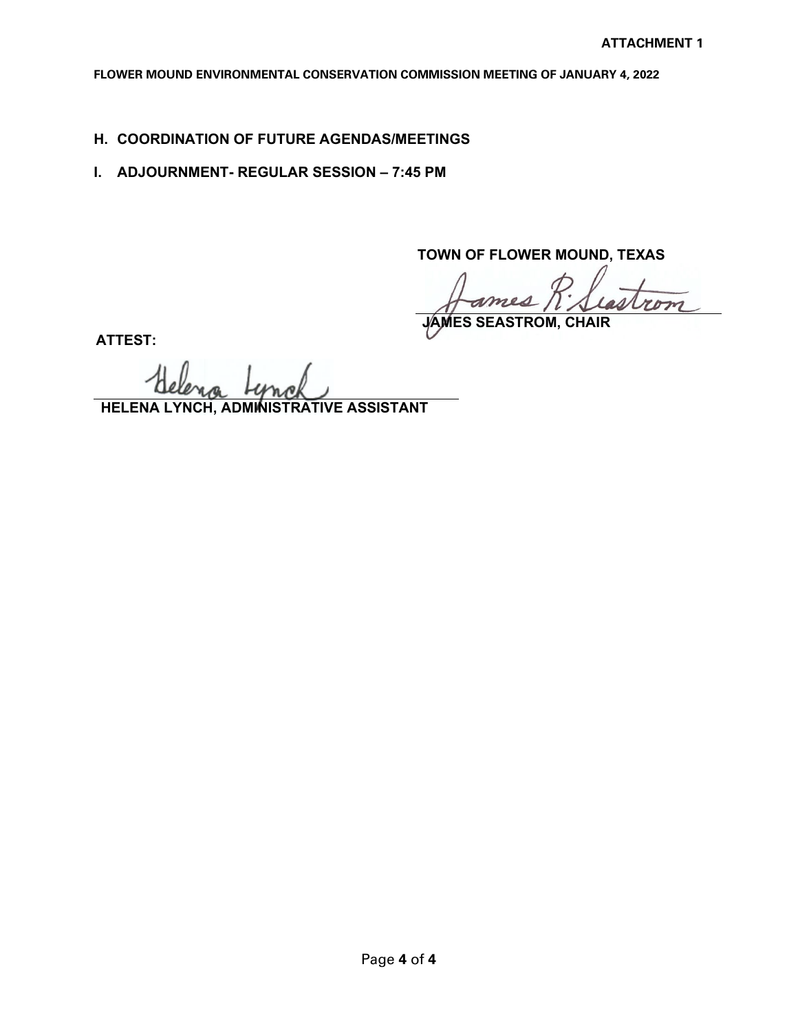ATTACHMENT 1

FLOWER MOUND ENVIRONMENTAL CONSERVATION COMMISSION MEETING OF JANUARY 4, 2022

## H. COORDINATION OF FUTURE AGENDAS/MEETINGS

## I. ADJOURNMENT- REGULAR SESSION – 7:45 PM

**TOWN OF FLOWER MOUND, TEXAS**

James R. Seastrom

**JAMES SEASTROM, CHAIR**

**ATTEST:**

Helena Lynch

**HELENA LYNCH, ADMINISTRATIVE ASSISTANT**